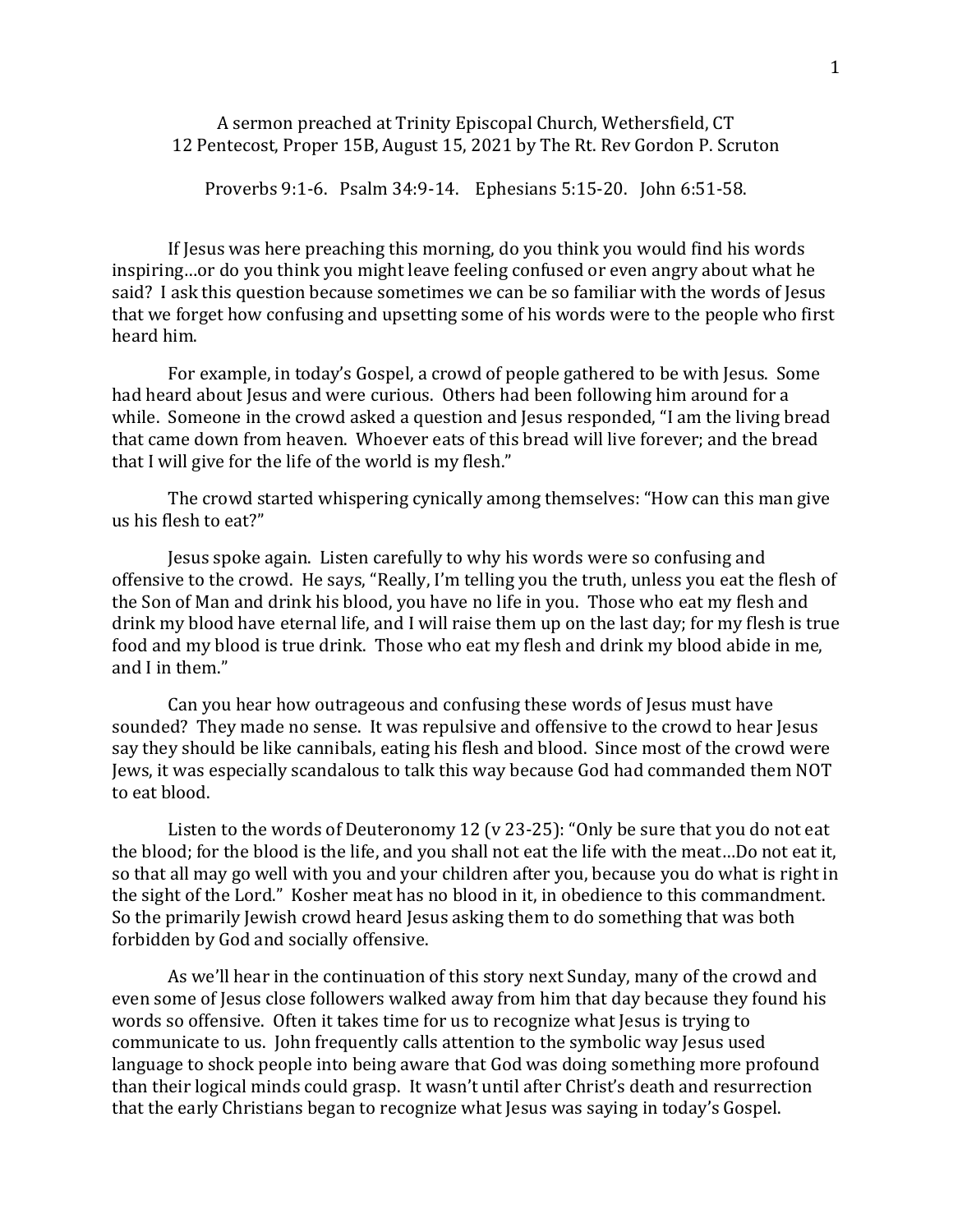A sermon preached at Trinity Episcopal Church, Wethersfield, CT
12 Pentecost, Proper 15B, August 15, 2021 by The Rt. Rev Gordon P. Scruton

Proverbs 9:1-6. Psalm 34:9-14. Ephesians 5:15-20. John 6:51-58.

If Jesus was here preaching this morning, do you think you would find his words inspiring…or do you think you might leave feeling confused or even angry about what he said? I ask this question because sometimes we can be so familiar with the words of Jesus that we forget how confusing and upsetting some of his words were to the people who first heard him.

For example, in today's Gospel, a crowd of people gathered to be with Jesus. Some had heard about Jesus and were curious. Others had been following him around for a while. Someone in the crowd asked a question and Jesus responded, "I am the living bread that came down from heaven. Whoever eats of this bread will live forever; and the bread that I will give for the life of the world is my flesh."

The crowd started whispering cynically among themselves: "How can this man give us his flesh to eat?"

Jesus spoke again. Listen carefully to why his words were so confusing and offensive to the crowd. He says, "Really, I'm telling you the truth, unless you eat the flesh of the Son of Man and drink his blood, you have no life in you. Those who eat my flesh and drink my blood have eternal life, and I will raise them up on the last day; for my flesh is true food and my blood is true drink. Those who eat my flesh and drink my blood abide in me, and I in them."

Can you hear how outrageous and confusing these words of Jesus must have sounded? They made no sense. It was repulsive and offensive to the crowd to hear Jesus say they should be like cannibals, eating his flesh and blood. Since most of the crowd were Jews, it was especially scandalous to talk this way because God had commanded them NOT to eat blood.

Listen to the words of Deuteronomy 12 (v 23-25): "Only be sure that you do not eat the blood; for the blood is the life, and you shall not eat the life with the meat…Do not eat it, so that all may go well with you and your children after you, because you do what is right in the sight of the Lord." Kosher meat has no blood in it, in obedience to this commandment. So the primarily Jewish crowd heard Jesus asking them to do something that was both forbidden by God and socially offensive.

As we'll hear in the continuation of this story next Sunday, many of the crowd and even some of Jesus close followers walked away from him that day because they found his words so offensive. Often it takes time for us to recognize what Jesus is trying to communicate to us. John frequently calls attention to the symbolic way Jesus used language to shock people into being aware that God was doing something more profound than their logical minds could grasp. It wasn't until after Christ's death and resurrection that the early Christians began to recognize what Jesus was saying in today's Gospel.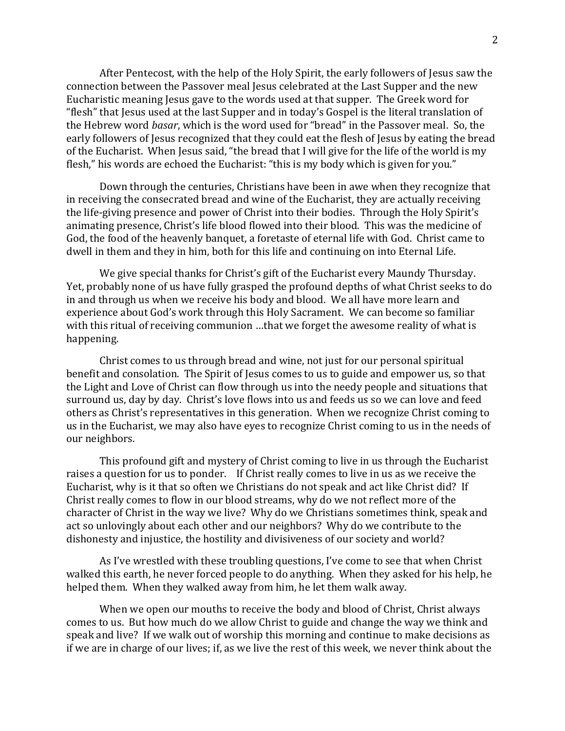After Pentecost, with the help of the Holy Spirit, the early followers of Jesus saw the connection between the Passover meal Jesus celebrated at the Last Supper and the new Eucharistic meaning Jesus gave to the words used at that supper. The Greek word for "flesh" that Jesus used at the last Supper and in today's Gospel is the literal translation of the Hebrew word *basar*, which is the word used for "bread" in the Passover meal. So, the early followers of Jesus recognized that they could eat the flesh of Jesus by eating the bread of the Eucharist. When Jesus said, "the bread that I will give for the life of the world is my flesh," his words are echoed the Eucharist: "this is my body which is given for you."

Down through the centuries, Christians have been in awe when they recognize that in receiving the consecrated bread and wine of the Eucharist, they are actually receiving the life-giving presence and power of Christ into their bodies. Through the Holy Spirit's animating presence, Christ's life blood flowed into their blood. This was the medicine of God, the food of the heavenly banquet, a foretaste of eternal life with God. Christ came to dwell in them and they in him, both for this life and continuing on into Eternal Life.

We give special thanks for Christ's gift of the Eucharist every Maundy Thursday. Yet, probably none of us have fully grasped the profound depths of what Christ seeks to do in and through us when we receive his body and blood. We all have more learn and experience about God's work through this Holy Sacrament. We can become so familiar with this ritual of receiving communion …that we forget the awesome reality of what is happening.

Christ comes to us through bread and wine, not just for our personal spiritual benefit and consolation. The Spirit of Jesus comes to us to guide and empower us, so that the Light and Love of Christ can flow through us into the needy people and situations that surround us, day by day. Christ's love flows into us and feeds us so we can love and feed others as Christ's representatives in this generation. When we recognize Christ coming to us in the Eucharist, we may also have eyes to recognize Christ coming to us in the needs of our neighbors.

This profound gift and mystery of Christ coming to live in us through the Eucharist raises a question for us to ponder. If Christ really comes to live in us as we receive the Eucharist, why is it that so often we Christians do not speak and act like Christ did? If Christ really comes to flow in our blood streams, why do we not reflect more of the character of Christ in the way we live? Why do we Christians sometimes think, speak and act so unlovingly about each other and our neighbors? Why do we contribute to the dishonesty and injustice, the hostility and divisiveness of our society and world?

As I've wrestled with these troubling questions, I've come to see that when Christ walked this earth, he never forced people to do anything. When they asked for his help, he helped them. When they walked away from him, he let them walk away.

When we open our mouths to receive the body and blood of Christ, Christ always comes to us. But how much do we allow Christ to guide and change the way we think and speak and live? If we walk out of worship this morning and continue to make decisions as if we are in charge of our lives; if, as we live the rest of this week, we never think about the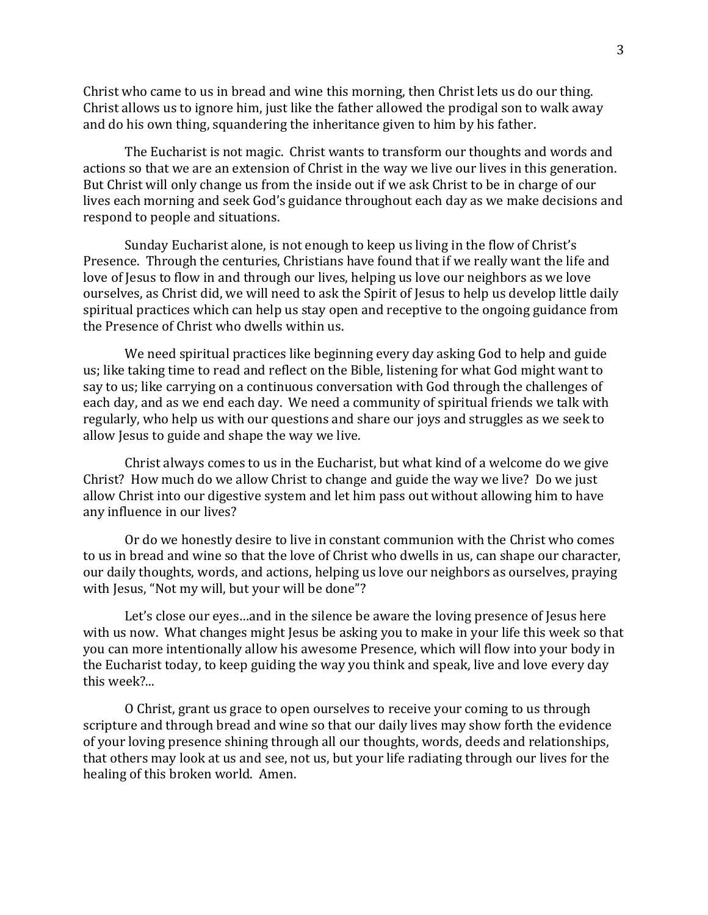Christ who came to us in bread and wine this morning, then Christ lets us do our thing. Christ allows us to ignore him, just like the father allowed the prodigal son to walk away and do his own thing, squandering the inheritance given to him by his father.

The Eucharist is not magic. Christ wants to transform our thoughts and words and actions so that we are an extension of Christ in the way we live our lives in this generation. But Christ will only change us from the inside out if we ask Christ to be in charge of our lives each morning and seek God's guidance throughout each day as we make decisions and respond to people and situations.

Sunday Eucharist alone, is not enough to keep us living in the flow of Christ's Presence. Through the centuries, Christians have found that if we really want the life and love of Jesus to flow in and through our lives, helping us love our neighbors as we love ourselves, as Christ did, we will need to ask the Spirit of Jesus to help us develop little daily spiritual practices which can help us stay open and receptive to the ongoing guidance from the Presence of Christ who dwells within us.

We need spiritual practices like beginning every day asking God to help and guide us; like taking time to read and reflect on the Bible, listening for what God might want to say to us; like carrying on a continuous conversation with God through the challenges of each day, and as we end each day. We need a community of spiritual friends we talk with regularly, who help us with our questions and share our joys and struggles as we seek to allow Jesus to guide and shape the way we live.

Christ always comes to us in the Eucharist, but what kind of a welcome do we give Christ? How much do we allow Christ to change and guide the way we live? Do we just allow Christ into our digestive system and let him pass out without allowing him to have any influence in our lives?

Or do we honestly desire to live in constant communion with the Christ who comes to us in bread and wine so that the love of Christ who dwells in us, can shape our character, our daily thoughts, words, and actions, helping us love our neighbors as ourselves, praying with Jesus, "Not my will, but your will be done"?

Let's close our eyes…and in the silence be aware the loving presence of Jesus here with us now. What changes might Jesus be asking you to make in your life this week so that you can more intentionally allow his awesome Presence, which will flow into your body in the Eucharist today, to keep guiding the way you think and speak, live and love every day this week?...

O Christ, grant us grace to open ourselves to receive your coming to us through scripture and through bread and wine so that our daily lives may show forth the evidence of your loving presence shining through all our thoughts, words, deeds and relationships, that others may look at us and see, not us, but your life radiating through our lives for the healing of this broken world. Amen.